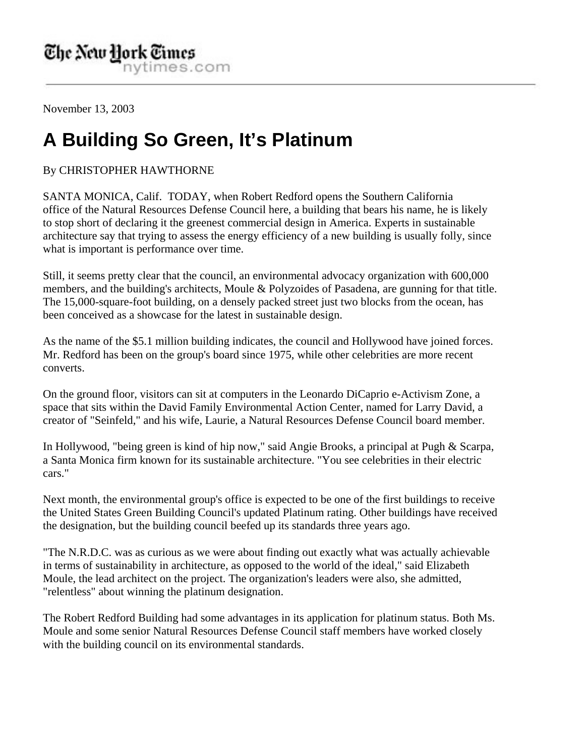The New York Times
nytimes.com

November 13, 2003

# A Building So Green, It's Platinum

By CHRISTOPHER HAWTHORNE

SANTA MONICA, Calif. TODAY, when Robert Redford opens the Southern California office of the Natural Resources Defense Council here, a building that bears his name, he is likely to stop short of declaring it the greenest commercial design in America. Experts in sustainable architecture say that trying to assess the energy efficiency of a new building is usually folly, since what is important is performance over time.

Still, it seems pretty clear that the council, an environmental advocacy organization with 600,000 members, and the building's architects, Moule & Polyzoides of Pasadena, are gunning for that title. The 15,000-square-foot building, on a densely packed street just two blocks from the ocean, has been conceived as a showcase for the latest in sustainable design.

As the name of the $5.1 million building indicates, the council and Hollywood have joined forces. Mr. Redford has been on the group's board since 1975, while other celebrities are more recent converts.

On the ground floor, visitors can sit at computers in the Leonardo DiCaprio e-Activism Zone, a space that sits within the David Family Environmental Action Center, named for Larry David, a creator of "Seinfeld," and his wife, Laurie, a Natural Resources Defense Council board member.

In Hollywood, "being green is kind of hip now," said Angie Brooks, a principal at Pugh & Scarpa, a Santa Monica firm known for its sustainable architecture. "You see celebrities in their electric cars."

Next month, the environmental group's office is expected to be one of the first buildings to receive the United States Green Building Council's updated Platinum rating. Other buildings have received the designation, but the building council beefed up its standards three years ago.

"The N.R.D.C. was as curious as we were about finding out exactly what was actually achievable in terms of sustainability in architecture, as opposed to the world of the ideal," said Elizabeth Moule, the lead architect on the project. The organization's leaders were also, she admitted, "relentless" about winning the platinum designation.

The Robert Redford Building had some advantages in its application for platinum status. Both Ms. Moule and some senior Natural Resources Defense Council staff members have worked closely with the building council on its environmental standards.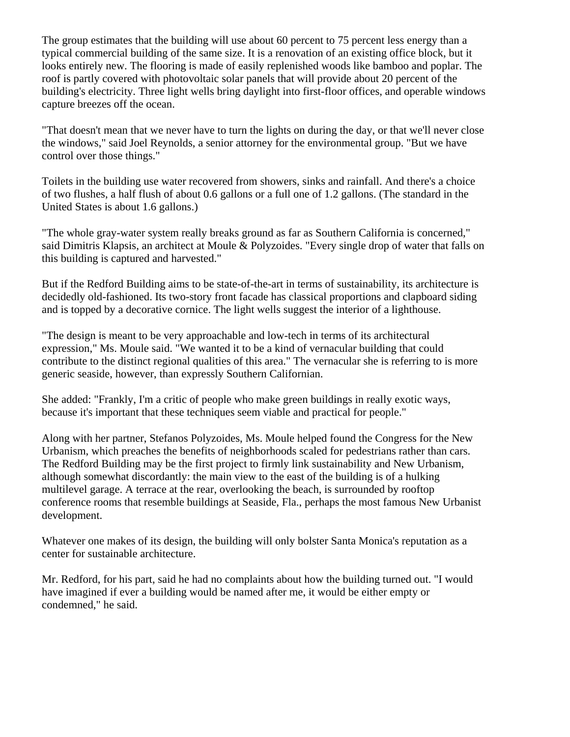The group estimates that the building will use about 60 percent to 75 percent less energy than a typical commercial building of the same size. It is a renovation of an existing office block, but it looks entirely new. The flooring is made of easily replenished woods like bamboo and poplar. The roof is partly covered with photovoltaic solar panels that will provide about 20 percent of the building's electricity. Three light wells bring daylight into first-floor offices, and operable windows capture breezes off the ocean.

"That doesn't mean that we never have to turn the lights on during the day, or that we'll never close the windows," said Joel Reynolds, a senior attorney for the environmental group. "But we have control over those things."

Toilets in the building use water recovered from showers, sinks and rainfall. And there's a choice of two flushes, a half flush of about 0.6 gallons or a full one of 1.2 gallons. (The standard in the United States is about 1.6 gallons.)

"The whole gray-water system really breaks ground as far as Southern California is concerned," said Dimitris Klapsis, an architect at Moule & Polyzoides. "Every single drop of water that falls on this building is captured and harvested."

But if the Redford Building aims to be state-of-the-art in terms of sustainability, its architecture is decidedly old-fashioned. Its two-story front facade has classical proportions and clapboard siding and is topped by a decorative cornice. The light wells suggest the interior of a lighthouse.

"The design is meant to be very approachable and low-tech in terms of its architectural expression," Ms. Moule said. "We wanted it to be a kind of vernacular building that could contribute to the distinct regional qualities of this area." The vernacular she is referring to is more generic seaside, however, than expressly Southern Californian.

She added: "Frankly, I'm a critic of people who make green buildings in really exotic ways, because it's important that these techniques seem viable and practical for people."

Along with her partner, Stefanos Polyzoides, Ms. Moule helped found the Congress for the New Urbanism, which preaches the benefits of neighborhoods scaled for pedestrians rather than cars. The Redford Building may be the first project to firmly link sustainability and New Urbanism, although somewhat discordantly: the main view to the east of the building is of a hulking multilevel garage. A terrace at the rear, overlooking the beach, is surrounded by rooftop conference rooms that resemble buildings at Seaside, Fla., perhaps the most famous New Urbanist development.

Whatever one makes of its design, the building will only bolster Santa Monica's reputation as a center for sustainable architecture.

Mr. Redford, for his part, said he had no complaints about how the building turned out. "I would have imagined if ever a building would be named after me, it would be either empty or condemned," he said.